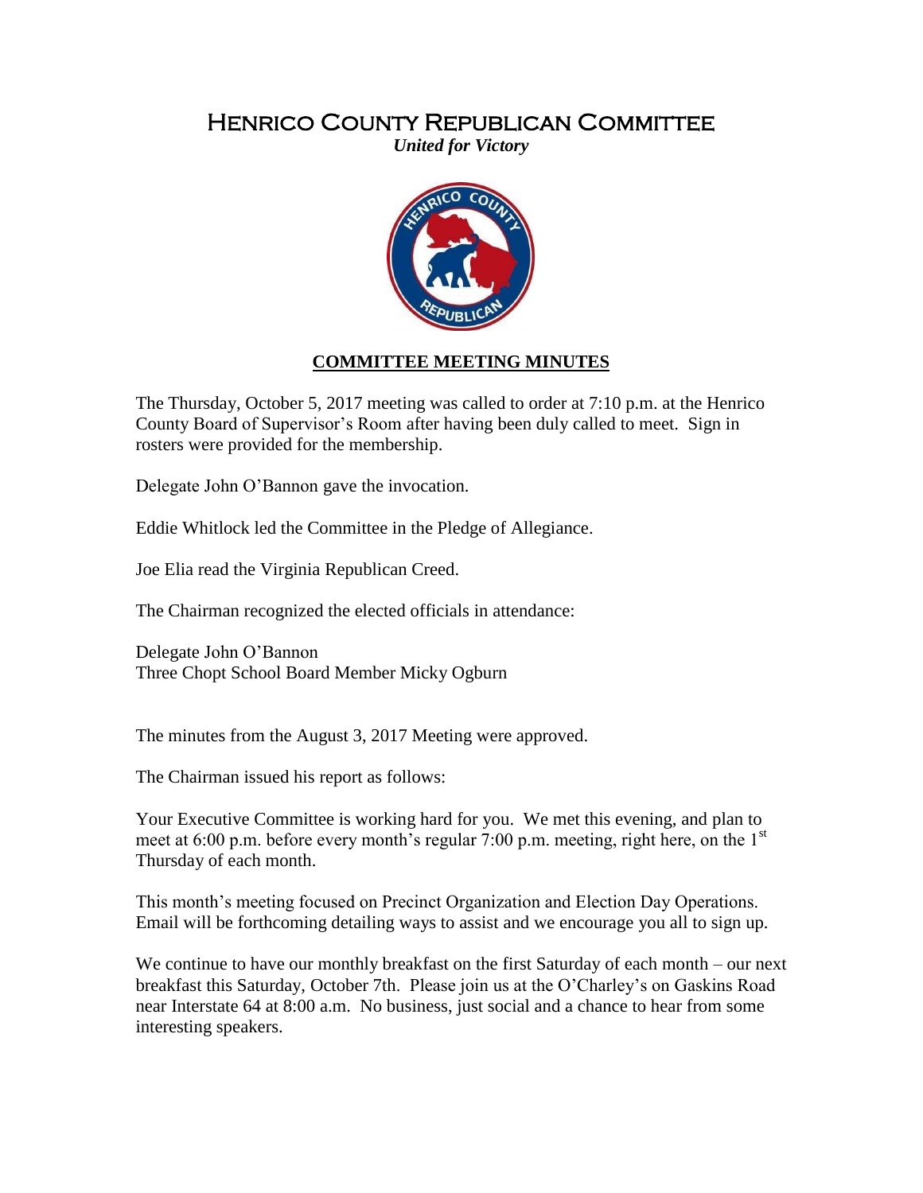# Henrico County Republican Committee

***United for Victory***

## COMMITTEE MEETING MINUTES

The Thursday, October 5, 2017 meeting was called to order at 7:10 p.m. at the Henrico County Board of Supervisor's Room after having been duly called to meet. Sign in rosters were provided for the membership.

Delegate John O'Bannon gave the invocation.

Eddie Whitlock led the Committee in the Pledge of Allegiance.

Joe Elia read the Virginia Republican Creed.

The Chairman recognized the elected officials in attendance:

Delegate John O'Bannon
Three Chopt School Board Member Micky Ogburn

The minutes from the August 3, 2017 Meeting were approved.

The Chairman issued his report as follows:

Your Executive Committee is working hard for you. We met this evening, and plan to meet at 6:00 p.m. before every month's regular 7:00 p.m. meeting, right here, on the 1st Thursday of each month.

This month's meeting focused on Precinct Organization and Election Day Operations. Email will be forthcoming detailing ways to assist and we encourage you all to sign up.

We continue to have our monthly breakfast on the first Saturday of each month – our next breakfast this Saturday, October 7th. Please join us at the O'Charley's on Gaskins Road near Interstate 64 at 8:00 a.m. No business, just social and a chance to hear from some interesting speakers.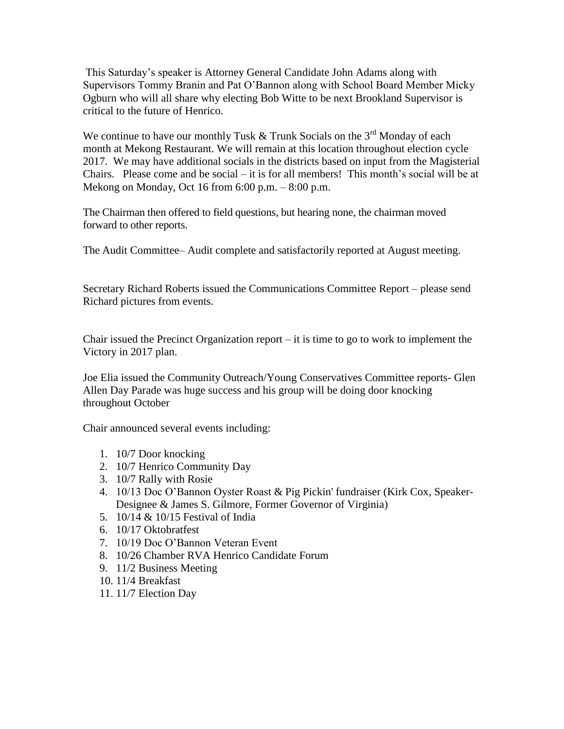This Saturday's speaker is Attorney General Candidate John Adams along with Supervisors Tommy Branin and Pat O'Bannon along with School Board Member Micky Ogburn who will all share why electing Bob Witte to be next Brookland Supervisor is critical to the future of Henrico.

We continue to have our monthly Tusk & Trunk Socials on the 3rd Monday of each month at Mekong Restaurant. We will remain at this location throughout election cycle 2017. We may have additional socials in the districts based on input from the Magisterial Chairs. Please come and be social – it is for all members! This month's social will be at Mekong on Monday, Oct 16 from 6:00 p.m. – 8:00 p.m.

The Chairman then offered to field questions, but hearing none, the chairman moved forward to other reports.

The Audit Committee– Audit complete and satisfactorily reported at August meeting.

Secretary Richard Roberts issued the Communications Committee Report – please send Richard pictures from events.

Chair issued the Precinct Organization report – it is time to go to work to implement the Victory in 2017 plan.

Joe Elia issued the Community Outreach/Young Conservatives Committee reports- Glen Allen Day Parade was huge success and his group will be doing door knocking throughout October

Chair announced several events including:

1. 10/7 Door knocking
2. 10/7 Henrico Community Day
3. 10/7 Rally with Rosie
4. 10/13 Doc O'Bannon Oyster Roast & Pig Pickin' fundraiser (Kirk Cox, Speaker-Designee & James S. Gilmore, Former Governor of Virginia)
5. 10/14 & 10/15 Festival of India
6. 10/17 Oktobratfest
7. 10/19 Doc O'Bannon Veteran Event
8. 10/26 Chamber RVA Henrico Candidate Forum
9. 11/2 Business Meeting
10. 11/4 Breakfast
11. 11/7 Election Day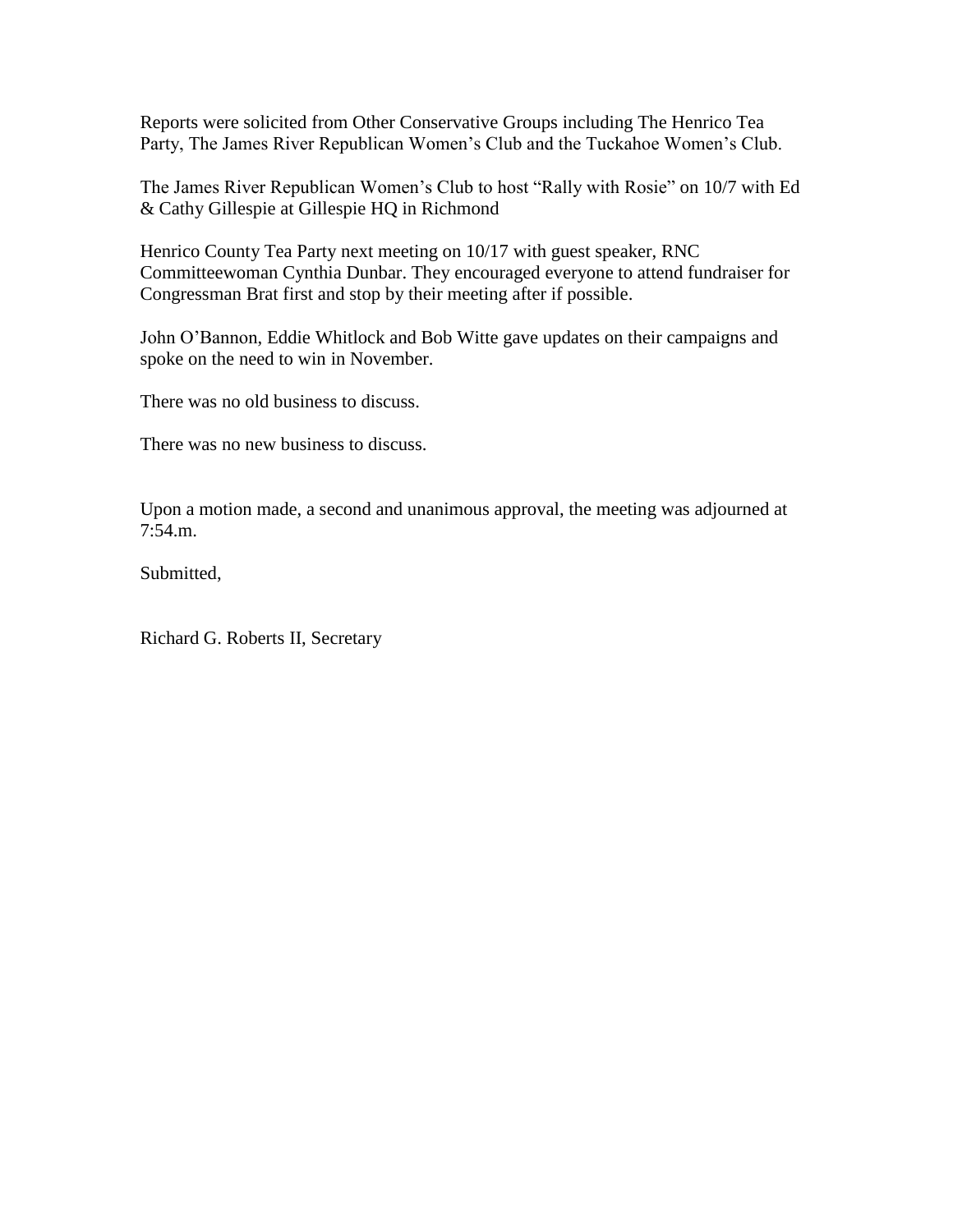Reports were solicited from Other Conservative Groups including The Henrico Tea Party, The James River Republican Women's Club and the Tuckahoe Women's Club.

The James River Republican Women's Club to host "Rally with Rosie" on 10/7 with Ed & Cathy Gillespie at Gillespie HQ in Richmond

Henrico County Tea Party next meeting on 10/17 with guest speaker, RNC Committeewoman Cynthia Dunbar. They encouraged everyone to attend fundraiser for Congressman Brat first and stop by their meeting after if possible.

John O'Bannon, Eddie Whitlock and Bob Witte gave updates on their campaigns and spoke on the need to win in November.

There was no old business to discuss.

There was no new business to discuss.

Upon a motion made, a second and unanimous approval, the meeting was adjourned at 7:54.m.

Submitted,

Richard G. Roberts II, Secretary